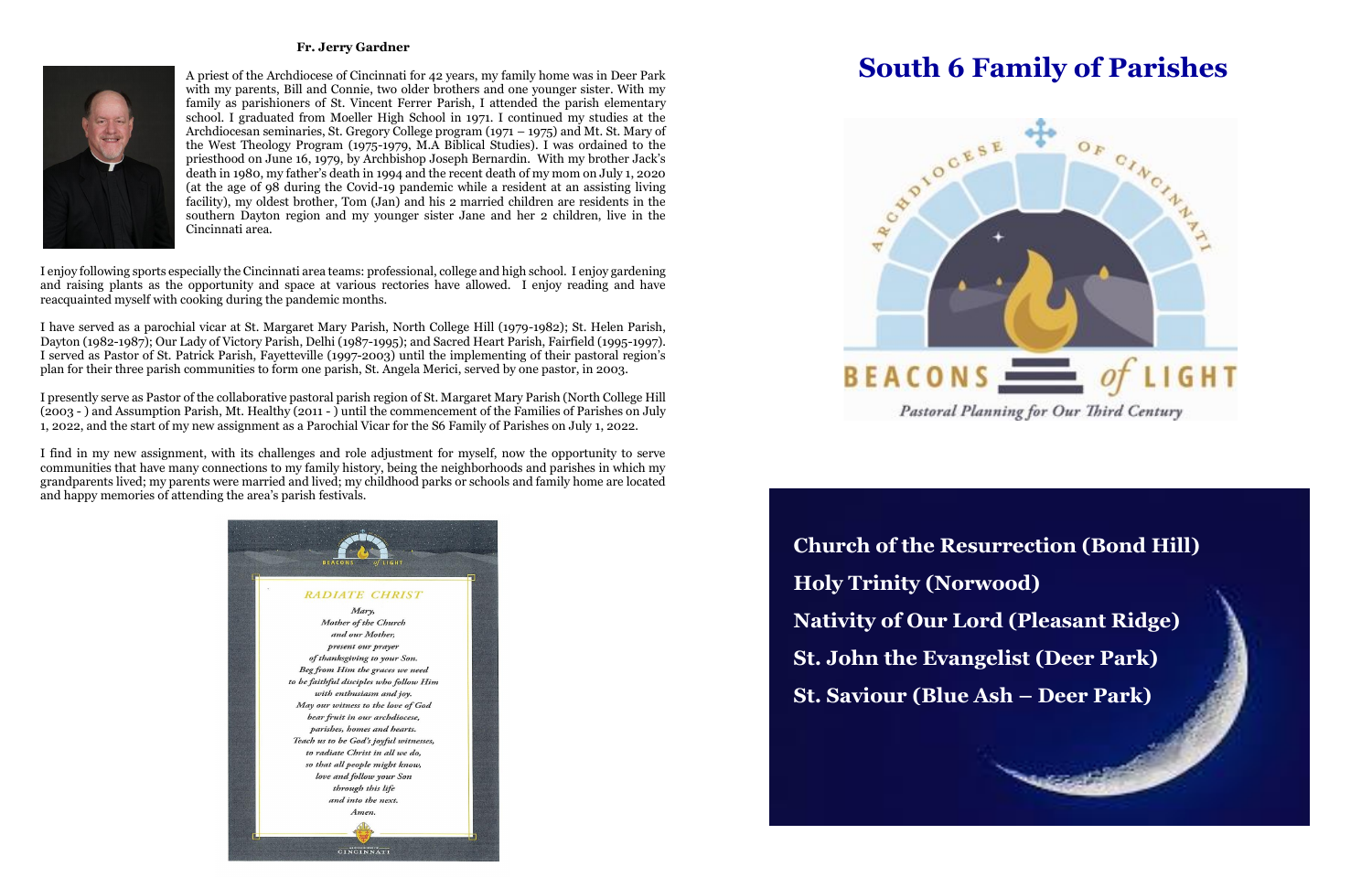**Fr. Jerry Gardner**

A priest of the Archdiocese of Cincinnati for 42 years, my family home was in Deer Park with my parents, Bill and Connie, two older brothers and one younger sister. With my family as parishioners of St. Vincent Ferrer Parish, I attended the parish elementary school. I graduated from Moeller High School in 1971. I continued my studies at the Archdiocesan seminaries, St. Gregory College program (1971 – 1975) and Mt. St. Mary of the West Theology Program (1975-1979, M.A Biblical Studies). I was ordained to the priesthood on June 16, 1979, by Archbishop Joseph Bernardin. With my brother Jack's death in 1980, my father's death in 1994 and the recent death of my mom on July 1, 2020 (at the age of 98 during the Covid-19 pandemic while a resident at an assisting living facility), my oldest brother, Tom (Jan) and his 2 married children are residents in the southern Dayton region and my younger sister Jane and her 2 children, live in the Cincinnati area.

I enjoy following sports especially the Cincinnati area teams: professional, college and high school. I enjoy gardening and raising plants as the opportunity and space at various rectories have allowed. I enjoy reading and have reacquainted myself with cooking during the pandemic months.

I have served as a parochial vicar at St. Margaret Mary Parish, North College Hill (1979-1982); St. Helen Parish, Dayton (1982-1987); Our Lady of Victory Parish, Delhi (1987-1995); and Sacred Heart Parish, Fairfield (1995-1997). I served as Pastor of St. Patrick Parish, Fayetteville (1997-2003) until the implementing of their pastoral region's plan for their three parish communities to form one parish, St. Angela Merici, served by one pastor, in 2003.

I presently serve as Pastor of the collaborative pastoral parish region of St. Margaret Mary Parish (North College Hill (2003 - ) and Assumption Parish, Mt. Healthy (2011 - ) until the commencement of the Families of Parishes on July 1, 2022, and the start of my new assignment as a Parochial Vicar for the S6 Family of Parishes on July 1, 2022.

I find in my new assignment, with its challenges and role adjustment for myself, now the opportunity to serve communities that have many connections to my family history, being the neighborhoods and parishes in which my grandparents lived; my parents were married and lived; my childhood parks or schools and family home are located and happy memories of attending the area's parish festivals.

BEACONS of LIGHT

*RADIATE CHRIST*

*Mary,*
*Mother of the Church*
*and our Mother,*
*present our prayer*
*of thanksgiving to your Son.*
*Beg from Him the graces we need*
*to be faithful disciples who follow Him*
*with enthusiasm and joy.*
*May our witness to the love of God*
*bear fruit in our archdiocese,*
*parishes, homes and hearts.*
*Teach us to be God's joyful witnesses,*
*to radiate Christ in all we do,*
*so that all people might know,*
*love and follow your Son*
*through this life*
*and into the next.*
*Amen.*

CINCINNATI

# South 6 Family of Parishes

ARCHDIOCESE OF CINCINNATI

BEACONS of LIGHT

*Pastoral Planning for Our Third Century*

**Church of the Resurrection (Bond Hill)**

**Holy Trinity (Norwood)**

**Nativity of Our Lord (Pleasant Ridge)**

**St. John the Evangelist (Deer Park)**

**St. Saviour (Blue Ash – Deer Park)**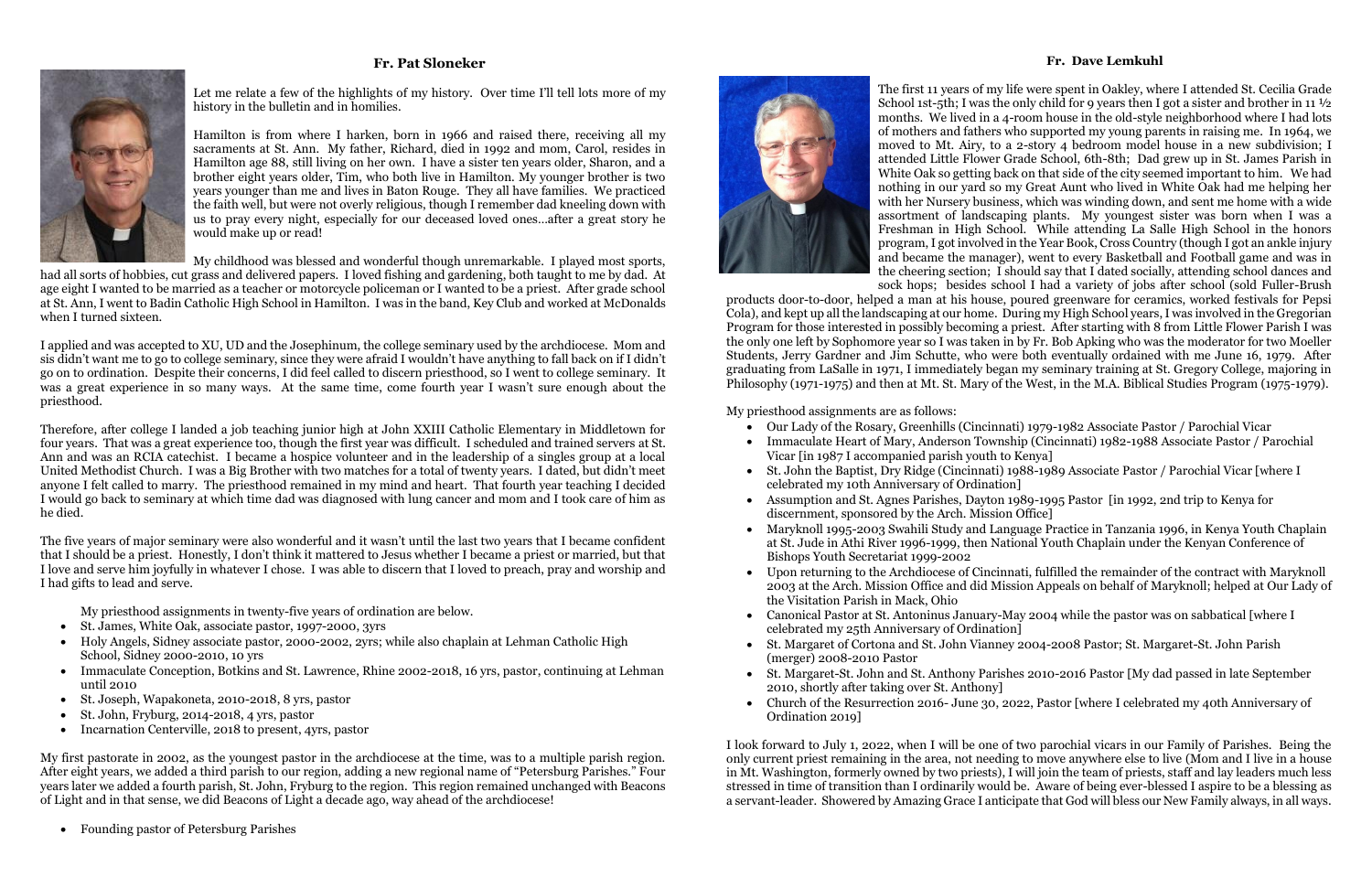## Fr. Pat Sloneker

Let me relate a few of the highlights of my history. Over time I'll tell lots more of my history in the bulletin and in homilies.

Hamilton is from where I harken, born in 1966 and raised there, receiving all my sacraments at St. Ann. My father, Richard, died in 1992 and mom, Carol, resides in Hamilton age 88, still living on her own. I have a sister ten years older, Sharon, and a brother eight years older, Tim, who both live in Hamilton. My younger brother is two years younger than me and lives in Baton Rouge. They all have families. We practiced the faith well, but were not overly religious, though I remember dad kneeling down with us to pray every night, especially for our deceased loved ones…after a great story he would make up or read!

My childhood was blessed and wonderful though unremarkable. I played most sports, had all sorts of hobbies, cut grass and delivered papers. I loved fishing and gardening, both taught to me by dad. At age eight I wanted to be married as a teacher or motorcycle policeman or I wanted to be a priest. After grade school at St. Ann, I went to Badin Catholic High School in Hamilton. I was in the band, Key Club and worked at McDonalds when I turned sixteen.

I applied and was accepted to XU, UD and the Josephinum, the college seminary used by the archdiocese. Mom and sis didn't want me to go to college seminary, since they were afraid I wouldn't have anything to fall back on if I didn't go on to ordination. Despite their concerns, I did feel called to discern priesthood, so I went to college seminary. It was a great experience in so many ways. At the same time, come fourth year I wasn't sure enough about the priesthood.

Therefore, after college I landed a job teaching junior high at John XXIII Catholic Elementary in Middletown for four years. That was a great experience too, though the first year was difficult. I scheduled and trained servers at St. Ann and was an RCIA catechist. I became a hospice volunteer and in the leadership of a singles group at a local United Methodist Church. I was a Big Brother with two matches for a total of twenty years. I dated, but didn't meet anyone I felt called to marry. The priesthood remained in my mind and heart. That fourth year teaching I decided I would go back to seminary at which time dad was diagnosed with lung cancer and mom and I took care of him as he died.

The five years of major seminary were also wonderful and it wasn't until the last two years that I became confident that I should be a priest. Honestly, I don't think it mattered to Jesus whether I became a priest or married, but that I love and serve him joyfully in whatever I chose. I was able to discern that I loved to preach, pray and worship and I had gifts to lead and serve.

My priesthood assignments in twenty-five years of ordination are below.

- St. James, White Oak, associate pastor, 1997-2000, 3yrs
- Holy Angels, Sidney associate pastor, 2000-2002, 2yrs; while also chaplain at Lehman Catholic High School, Sidney 2000-2010, 10 yrs
- Immaculate Conception, Botkins and St. Lawrence, Rhine 2002-2018, 16 yrs, pastor, continuing at Lehman until 2010
- St. Joseph, Wapakoneta, 2010-2018, 8 yrs, pastor
- St. John, Fryburg, 2014-2018, 4 yrs, pastor
- Incarnation Centerville, 2018 to present, 4yrs, pastor

My first pastorate in 2002, as the youngest pastor in the archdiocese at the time, was to a multiple parish region. After eight years, we added a third parish to our region, adding a new regional name of "Petersburg Parishes." Four years later we added a fourth parish, St. John, Fryburg to the region. This region remained unchanged with Beacons of Light and in that sense, we did Beacons of Light a decade ago, way ahead of the archdiocese!

- Founding pastor of Petersburg Parishes

## Fr. Dave Lemkuhl

The first 11 years of my life were spent in Oakley, where I attended St. Cecilia Grade School 1st-5th; I was the only child for 9 years then I got a sister and brother in 11 ½ months. We lived in a 4-room house in the old-style neighborhood where I had lots of mothers and fathers who supported my young parents in raising me. In 1964, we moved to Mt. Airy, to a 2-story 4 bedroom model house in a new subdivision; I attended Little Flower Grade School, 6th-8th; Dad grew up in St. James Parish in White Oak so getting back on that side of the city seemed important to him. We had nothing in our yard so my Great Aunt who lived in White Oak had me helping her with her Nursery business, which was winding down, and sent me home with a wide assortment of landscaping plants. My youngest sister was born when I was a Freshman in High School. While attending La Salle High School in the honors program, I got involved in the Year Book, Cross Country (though I got an ankle injury and became the manager), went to every Basketball and Football game and was in the cheering section; I should say that I dated socially, attending school dances and sock hops; besides school I had a variety of jobs after school (sold Fuller-Brush products door-to-door, helped a man at his house, poured greenware for ceramics, worked festivals for Pepsi Cola), and kept up all the landscaping at our home. During my High School years, I was involved in the Gregorian Program for those interested in possibly becoming a priest. After starting with 8 from Little Flower Parish I was the only one left by Sophomore year so I was taken in by Fr. Bob Apking who was the moderator for two Moeller Students, Jerry Gardner and Jim Schutte, who were both eventually ordained with me June 16, 1979. After graduating from LaSalle in 1971, I immediately began my seminary training at St. Gregory College, majoring in Philosophy (1971-1975) and then at Mt. St. Mary of the West, in the M.A. Biblical Studies Program (1975-1979).

My priesthood assignments are as follows:

- Our Lady of the Rosary, Greenhills (Cincinnati) 1979-1982 Associate Pastor / Parochial Vicar
- Immaculate Heart of Mary, Anderson Township (Cincinnati) 1982-1988 Associate Pastor / Parochial Vicar [in 1987 I accompanied parish youth to Kenya]
- St. John the Baptist, Dry Ridge (Cincinnati) 1988-1989 Associate Pastor / Parochial Vicar [where I celebrated my 10th Anniversary of Ordination]
- Assumption and St. Agnes Parishes, Dayton 1989-1995 Pastor [in 1992, 2nd trip to Kenya for discernment, sponsored by the Arch. Mission Office]
- Maryknoll 1995-2003 Swahili Study and Language Practice in Tanzania 1996, in Kenya Youth Chaplain at St. Jude in Athi River 1996-1999, then National Youth Chaplain under the Kenyan Conference of Bishops Youth Secretariat 1999-2002
- Upon returning to the Archdiocese of Cincinnati, fulfilled the remainder of the contract with Maryknoll 2003 at the Arch. Mission Office and did Mission Appeals on behalf of Maryknoll; helped at Our Lady of the Visitation Parish in Mack, Ohio
- Canonical Pastor at St. Antoninus January-May 2004 while the pastor was on sabbatical [where I celebrated my 25th Anniversary of Ordination]
- St. Margaret of Cortona and St. John Vianney 2004-2008 Pastor; St. Margaret-St. John Parish (merger) 2008-2010 Pastor
- St. Margaret-St. John and St. Anthony Parishes 2010-2016 Pastor [My dad passed in late September 2010, shortly after taking over St. Anthony]
- Church of the Resurrection 2016- June 30, 2022, Pastor [where I celebrated my 40th Anniversary of Ordination 2019]

I look forward to July 1, 2022, when I will be one of two parochial vicars in our Family of Parishes. Being the only current priest remaining in the area, not needing to move anywhere else to live (Mom and I live in a house in Mt. Washington, formerly owned by two priests), I will join the team of priests, staff and lay leaders much less stressed in time of transition than I ordinarily would be. Aware of being ever-blessed I aspire to be a blessing as a servant-leader. Showered by Amazing Grace I anticipate that God will bless our New Family always, in all ways.